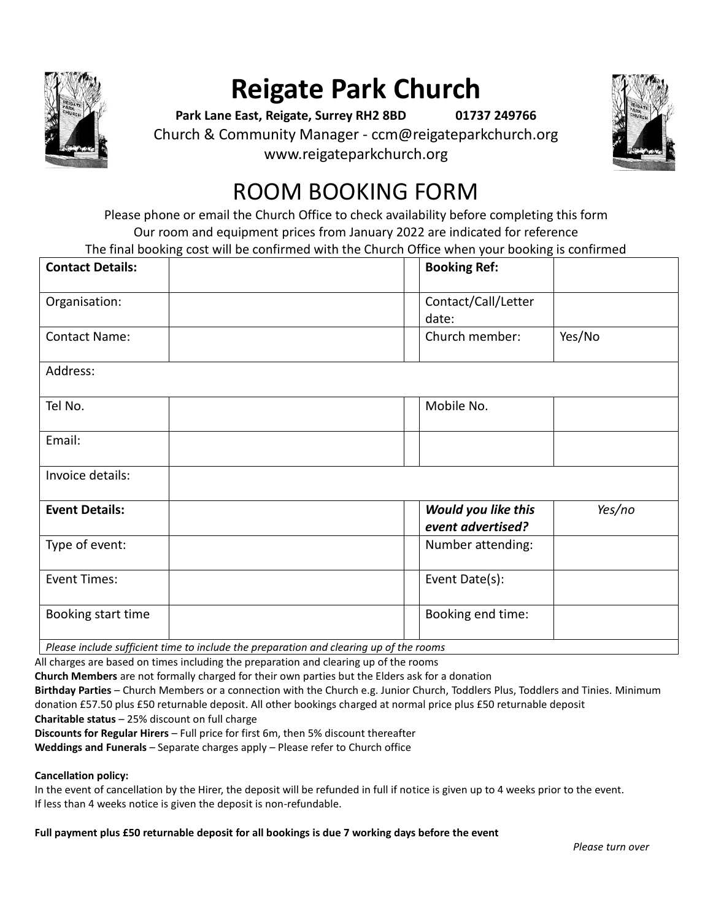# Reigate Park Church

**Park Lane East, Reigate, Surrey RH2 8BD 01737 249766**

Church & Community Manager - ccm@reigateparkchurch.org

www.reigateparkchurch.org

## ROOM BOOKING FORM

Please phone or email the Church Office to check availability before completing this form

Our room and equipment prices from January 2022 are indicated for reference

The final booking cost will be confirmed with the Church Office when your booking is confirmed

| | | | | |
|---|---|---|---|---|
| **Contact Details:** | | | **Booking Ref:** | |
| Organisation: | | | Contact/Call/Letter date: | |
| Contact Name: | | | Church member: | Yes/No |
| Address: | | | | |
| Tel No. | | | Mobile No. | |
| Email: | | | | |
| Invoice details: | | | | |
| **Event Details:** | | | ***Would you like this event advertised?*** | *Yes/no* |
| Type of event: | | | Number attending: | |
| Event Times: | | | Event Date(s): | |
| Booking start time | | | Booking end time: | |
| *Please include sufficient time to include the preparation and clearing up of the rooms* | | | | |

All charges are based on times including the preparation and clearing up of the rooms

**Church Members** are not formally charged for their own parties but the Elders ask for a donation

**Birthday Parties** – Church Members or a connection with the Church e.g. Junior Church, Toddlers Plus, Toddlers and Tinies. Minimum donation £57.50 plus £50 returnable deposit. All other bookings charged at normal price plus £50 returnable deposit

**Charitable status** – 25% discount on full charge

**Discounts for Regular Hirers** – Full price for first 6m, then 5% discount thereafter

**Weddings and Funerals** – Separate charges apply – Please refer to Church office

**Cancellation policy:**

In the event of cancellation by the Hirer, the deposit will be refunded in full if notice is given up to 4 weeks prior to the event.
If less than 4 weeks notice is given the deposit is non-refundable.

**Full payment plus £50 returnable deposit for all bookings is due 7 working days before the event**

*Please turn over*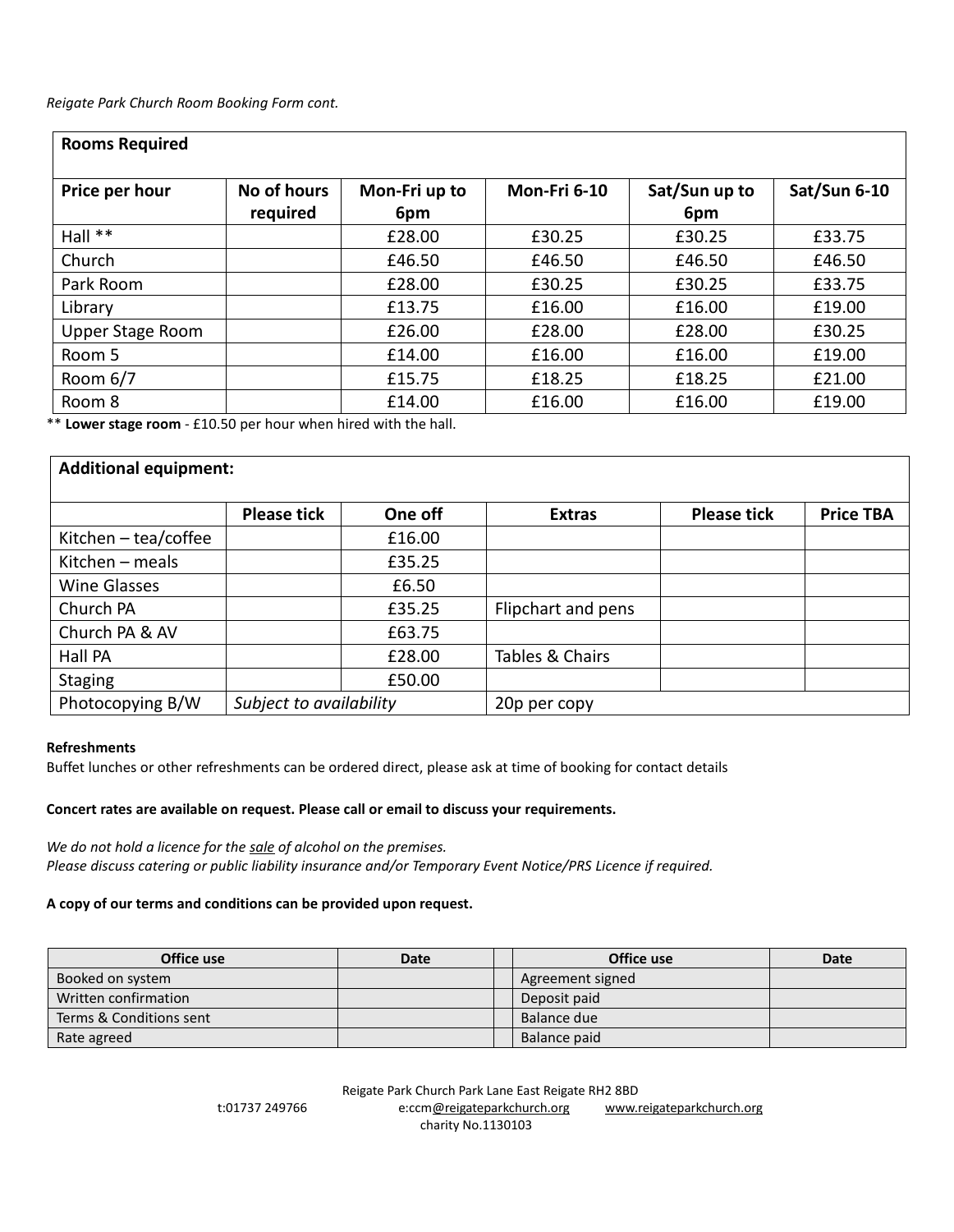*Reigate Park Church Room Booking Form cont.*

| Rooms Required | | | | | |
|---|---|---|---|---|---|
| **Price per hour** | **No of hours required** | **Mon-Fri up to 6pm** | **Mon-Fri 6-10** | **Sat/Sun up to 6pm** | **Sat/Sun 6-10** |
| Hall ** | | £28.00 | £30.25 | £30.25 | £33.75 |
| Church | | £46.50 | £46.50 | £46.50 | £46.50 |
| Park Room | | £28.00 | £30.25 | £30.25 | £33.75 |
| Library | | £13.75 | £16.00 | £16.00 | £19.00 |
| Upper Stage Room | | £26.00 | £28.00 | £28.00 | £30.25 |
| Room 5 | | £14.00 | £16.00 | £16.00 | £19.00 |
| Room 6/7 | | £15.75 | £18.25 | £18.25 | £21.00 |
| Room 8 | | £14.00 | £16.00 | £16.00 | £19.00 |

** **Lower stage room** - £10.50 per hour when hired with the hall.

| Additional equipment: | | | | | |
|---|---|---|---|---|---|
| | **Please tick** | **One off** | **Extras** | **Please tick** | **Price TBA** |
| Kitchen – tea/coffee | | £16.00 | | | |
| Kitchen – meals | | £35.25 | | | |
| Wine Glasses | | £6.50 | | | |
| Church PA | | £35.25 | Flipchart and pens | | |
| Church PA & AV | | £63.75 | | | |
| Hall PA | | £28.00 | Tables & Chairs | | |
| Staging | | £50.00 | | | |
| Photocopying B/W | *Subject to availability* | | 20p per copy | | |

**Refreshments**

Buffet lunches or other refreshments can be ordered direct, please ask at time of booking for contact details

**Concert rates are available on request. Please call or email to discuss your requirements.**

*We do not hold a licence for the sale of alcohol on the premises.*
*Please discuss catering or public liability insurance and/or Temporary Event Notice/PRS Licence if required.*

**A copy of our terms and conditions can be provided upon request.**

| Office use | Date | | Office use | Date |
|---|---|---|---|---|
| Booked on system | | | Agreement signed | |
| Written confirmation | | | Deposit paid | |
| Terms & Conditions sent | | | Balance due | |
| Rate agreed | | | Balance paid | |

Reigate Park Church Park Lane East Reigate RH2 8BD
t:01737 249766 e:ccm@reigateparkchurch.org www.reigateparkchurch.org
charity No.1130103